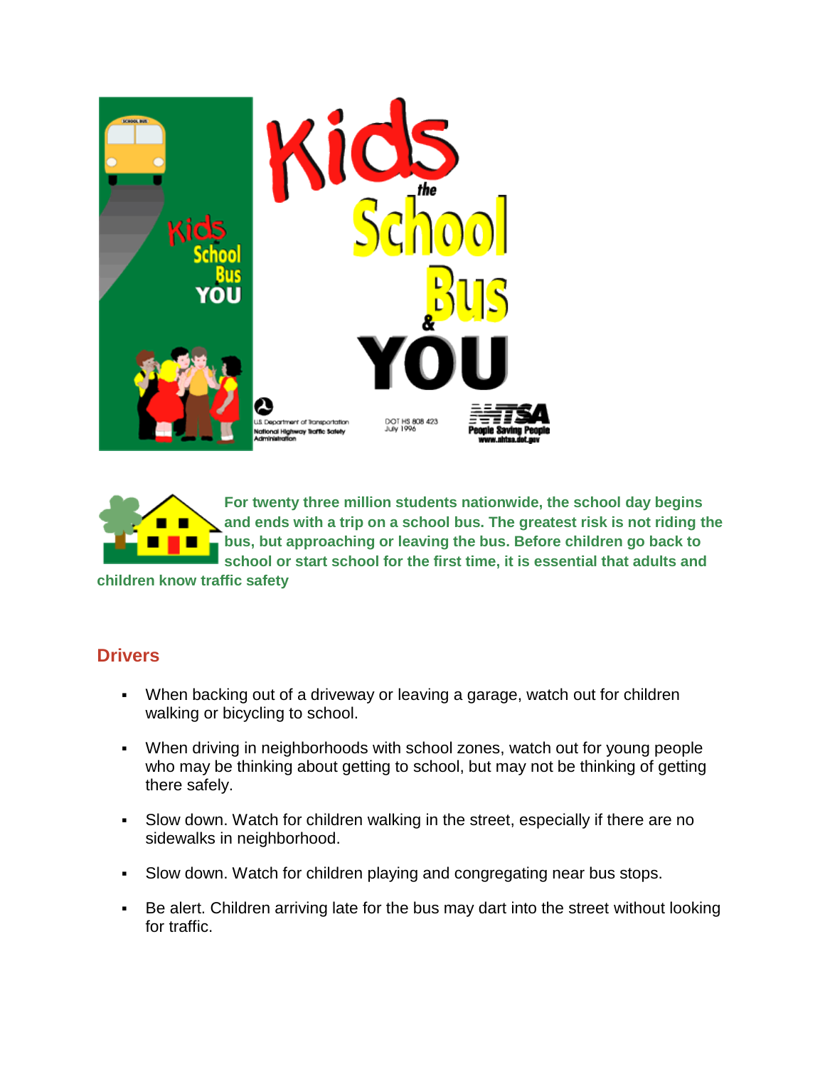# Kids the School Bus & YOU

U.S. Department of Transportation
National Highway Traffic Safety Administration

DOT HS 808 423
July 1996

NHTSA
People Saving People
www.nhtsa.dot.gov

**For twenty three million students nationwide, the school day begins and ends with a trip on a school bus. The greatest risk is not riding the bus, but approaching or leaving the bus. Before children go back to school or start school for the first time, it is essential that adults and children know traffic safety**

## Drivers

- When backing out of a driveway or leaving a garage, watch out for children walking or bicycling to school.
- When driving in neighborhoods with school zones, watch out for young people who may be thinking about getting to school, but may not be thinking of getting there safely.
- Slow down. Watch for children walking in the street, especially if there are no sidewalks in neighborhood.
- Slow down. Watch for children playing and congregating near bus stops.
- Be alert. Children arriving late for the bus may dart into the street without looking for traffic.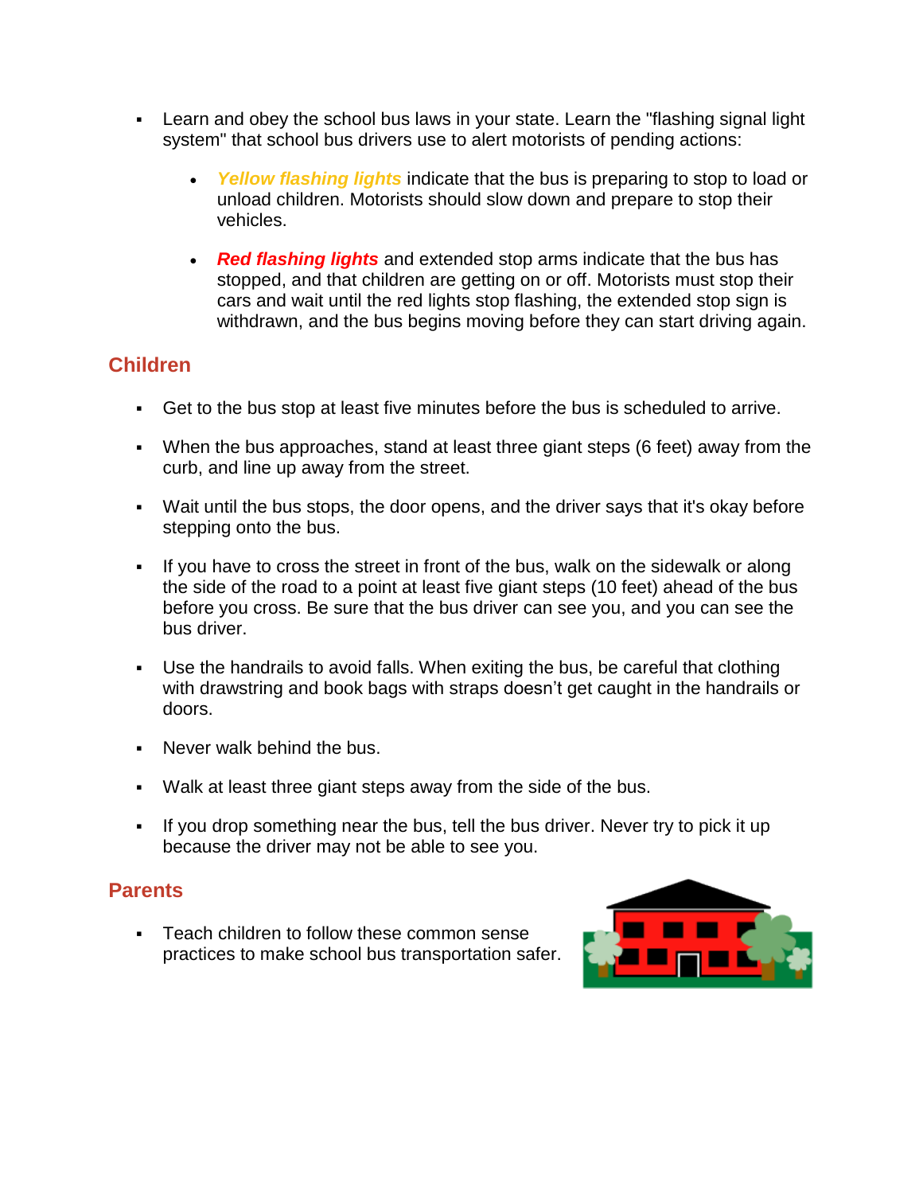- Learn and obey the school bus laws in your state. Learn the "flashing signal light system" that school bus drivers use to alert motorists of pending actions:
  - ***Yellow flashing lights*** indicate that the bus is preparing to stop to load or unload children. Motorists should slow down and prepare to stop their vehicles.
  - ***Red flashing lights*** and extended stop arms indicate that the bus has stopped, and that children are getting on or off. Motorists must stop their cars and wait until the red lights stop flashing, the extended stop sign is withdrawn, and the bus begins moving before they can start driving again.

## Children

- Get to the bus stop at least five minutes before the bus is scheduled to arrive.
- When the bus approaches, stand at least three giant steps (6 feet) away from the curb, and line up away from the street.
- Wait until the bus stops, the door opens, and the driver says that it's okay before stepping onto the bus.
- If you have to cross the street in front of the bus, walk on the sidewalk or along the side of the road to a point at least five giant steps (10 feet) ahead of the bus before you cross. Be sure that the bus driver can see you, and you can see the bus driver.
- Use the handrails to avoid falls. When exiting the bus, be careful that clothing with drawstring and book bags with straps doesn't get caught in the handrails or doors.
- Never walk behind the bus.
- Walk at least three giant steps away from the side of the bus.
- If you drop something near the bus, tell the bus driver. Never try to pick it up because the driver may not be able to see you.

## Parents

- Teach children to follow these common sense practices to make school bus transportation safer.